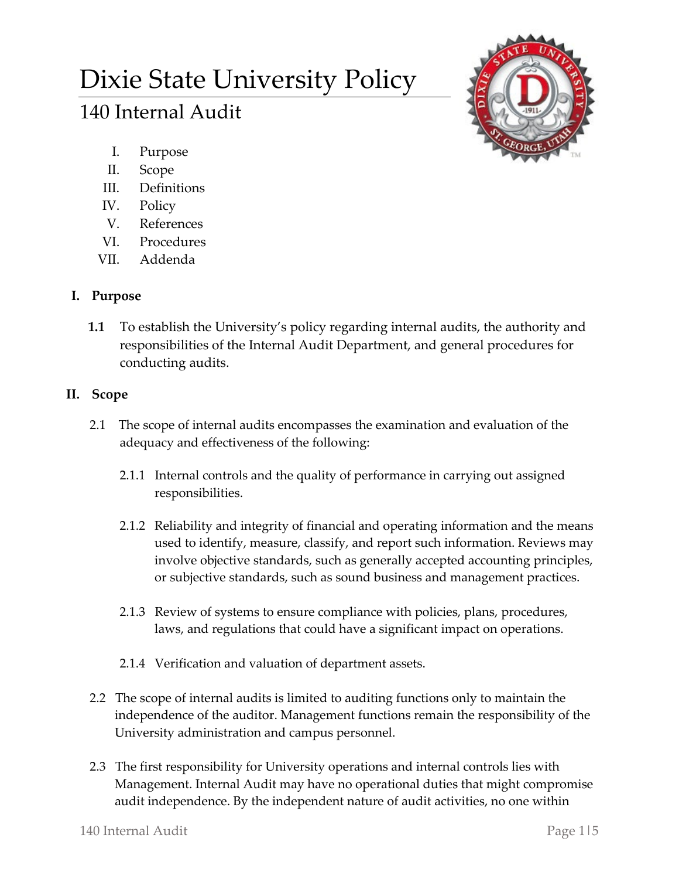# Dixie State University Policy

## 140 Internal Audit

- I. Purpose
- II. Scope
- III. Definitions
- IV. Policy
- V. References
- VI. Procedures
- VII. Addenda

### I. Purpose

**1.1** To establish the University's policy regarding internal audits, the authority and responsibilities of the Internal Audit Department, and general procedures for conducting audits.

### II. Scope

2.1 The scope of internal audits encompasses the examination and evaluation of the adequacy and effectiveness of the following:

2.1.1 Internal controls and the quality of performance in carrying out assigned responsibilities.

2.1.2 Reliability and integrity of financial and operating information and the means used to identify, measure, classify, and report such information. Reviews may involve objective standards, such as generally accepted accounting principles, or subjective standards, such as sound business and management practices.

2.1.3 Review of systems to ensure compliance with policies, plans, procedures, laws, and regulations that could have a significant impact on operations.

2.1.4 Verification and valuation of department assets.

2.2 The scope of internal audits is limited to auditing functions only to maintain the independence of the auditor. Management functions remain the responsibility of the University administration and campus personnel.

2.3 The first responsibility for University operations and internal controls lies with Management. Internal Audit may have no operational duties that might compromise audit independence. By the independent nature of audit activities, no one within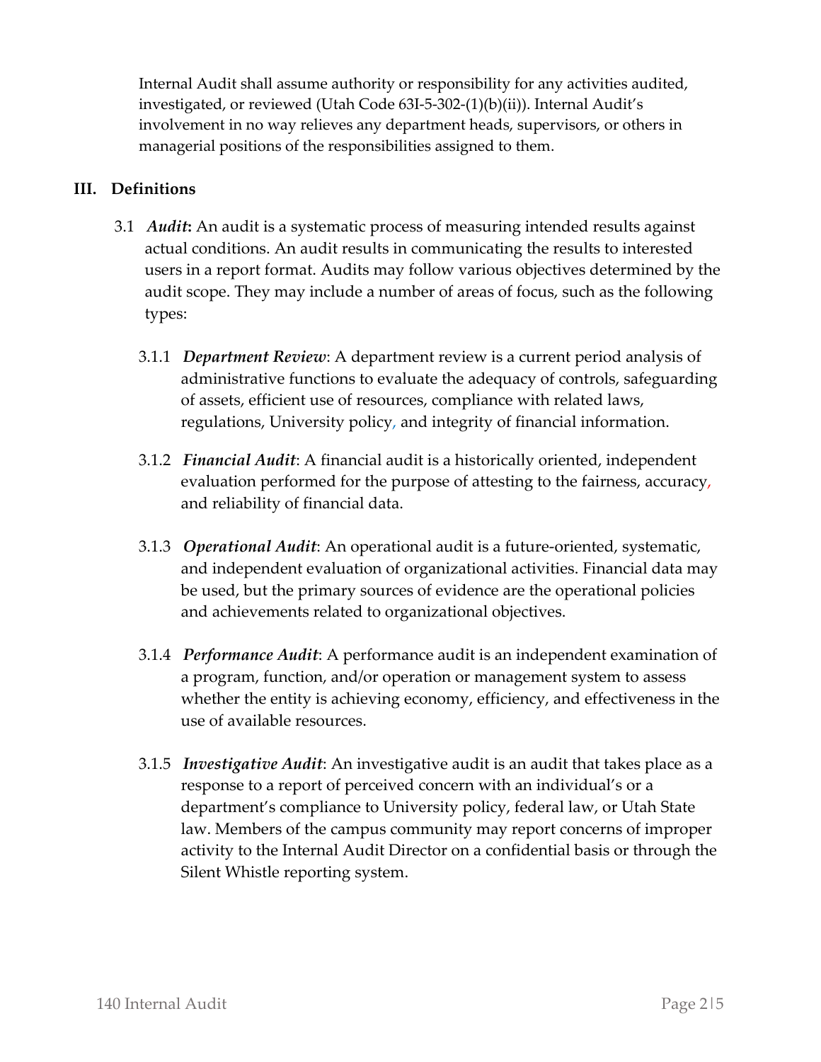Internal Audit shall assume authority or responsibility for any activities audited, investigated, or reviewed (Utah Code 63I-5-302-(1)(b)(ii)). Internal Audit's involvement in no way relieves any department heads, supervisors, or others in managerial positions of the responsibilities assigned to them.

## III. Definitions

3.1 ***Audit*****:** An audit is a systematic process of measuring intended results against actual conditions. An audit results in communicating the results to interested users in a report format. Audits may follow various objectives determined by the audit scope. They may include a number of areas of focus, such as the following types:

3.1.1 ***Department Review***: A department review is a current period analysis of administrative functions to evaluate the adequacy of controls, safeguarding of assets, efficient use of resources, compliance with related laws, regulations, University policy, and integrity of financial information.

3.1.2 ***Financial Audit***: A financial audit is a historically oriented, independent evaluation performed for the purpose of attesting to the fairness, accuracy, and reliability of financial data.

3.1.3 ***Operational Audit***: An operational audit is a future-oriented, systematic, and independent evaluation of organizational activities. Financial data may be used, but the primary sources of evidence are the operational policies and achievements related to organizational objectives.

3.1.4 ***Performance Audit***: A performance audit is an independent examination of a program, function, and/or operation or management system to assess whether the entity is achieving economy, efficiency, and effectiveness in the use of available resources.

3.1.5 ***Investigative Audit***: An investigative audit is an audit that takes place as a response to a report of perceived concern with an individual's or a department's compliance to University policy, federal law, or Utah State law. Members of the campus community may report concerns of improper activity to the Internal Audit Director on a confidential basis or through the Silent Whistle reporting system.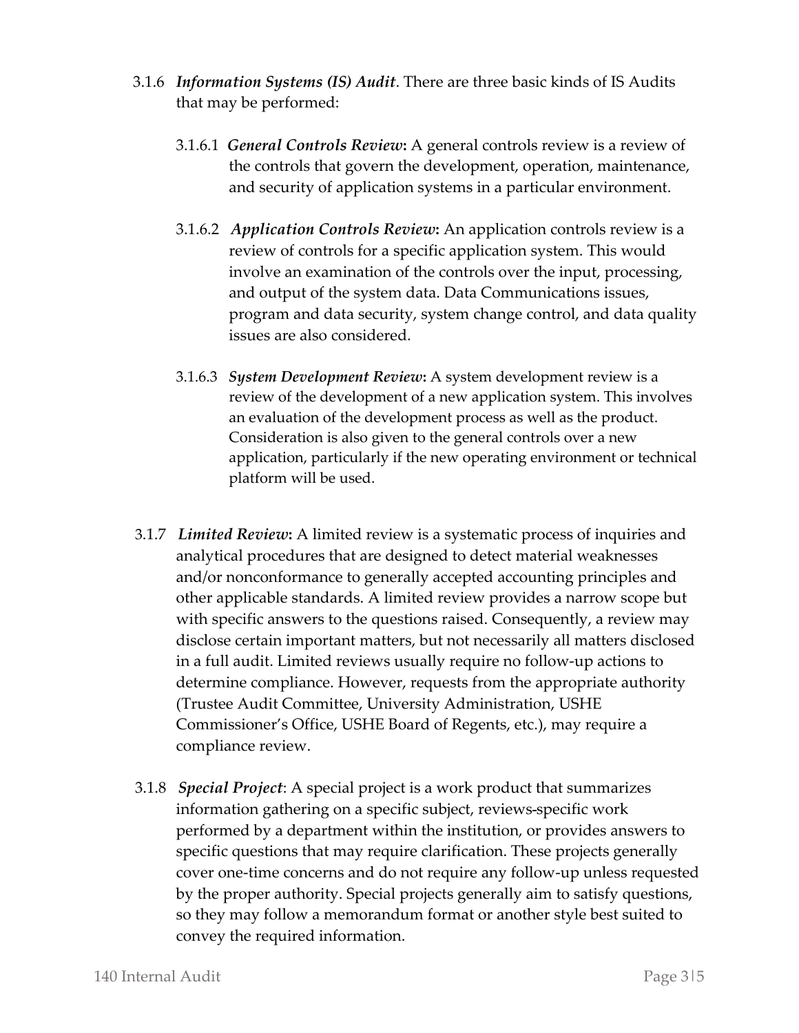3.1.6 ***Information Systems (IS) Audit***. There are three basic kinds of IS Audits that may be performed:

3.1.6.1 ***General Controls Review*****:** A general controls review is a review of the controls that govern the development, operation, maintenance, and security of application systems in a particular environment.

3.1.6.2 ***Application Controls Review*****:** An application controls review is a review of controls for a specific application system. This would involve an examination of the controls over the input, processing, and output of the system data. Data Communications issues, program and data security, system change control, and data quality issues are also considered.

3.1.6.3 ***System Development Review*****:** A system development review is a review of the development of a new application system. This involves an evaluation of the development process as well as the product. Consideration is also given to the general controls over a new application, particularly if the new operating environment or technical platform will be used.

3.1.7 ***Limited Review*****:** A limited review is a systematic process of inquiries and analytical procedures that are designed to detect material weaknesses and/or nonconformance to generally accepted accounting principles and other applicable standards. A limited review provides a narrow scope but with specific answers to the questions raised. Consequently, a review may disclose certain important matters, but not necessarily all matters disclosed in a full audit. Limited reviews usually require no follow-up actions to determine compliance. However, requests from the appropriate authority (Trustee Audit Committee, University Administration, USHE Commissioner's Office, USHE Board of Regents, etc.), may require a compliance review.

3.1.8 ***Special Project***: A special project is a work product that summarizes information gathering on a specific subject, reviews-specific work performed by a department within the institution, or provides answers to specific questions that may require clarification. These projects generally cover one-time concerns and do not require any follow-up unless requested by the proper authority. Special projects generally aim to satisfy questions, so they may follow a memorandum format or another style best suited to convey the required information.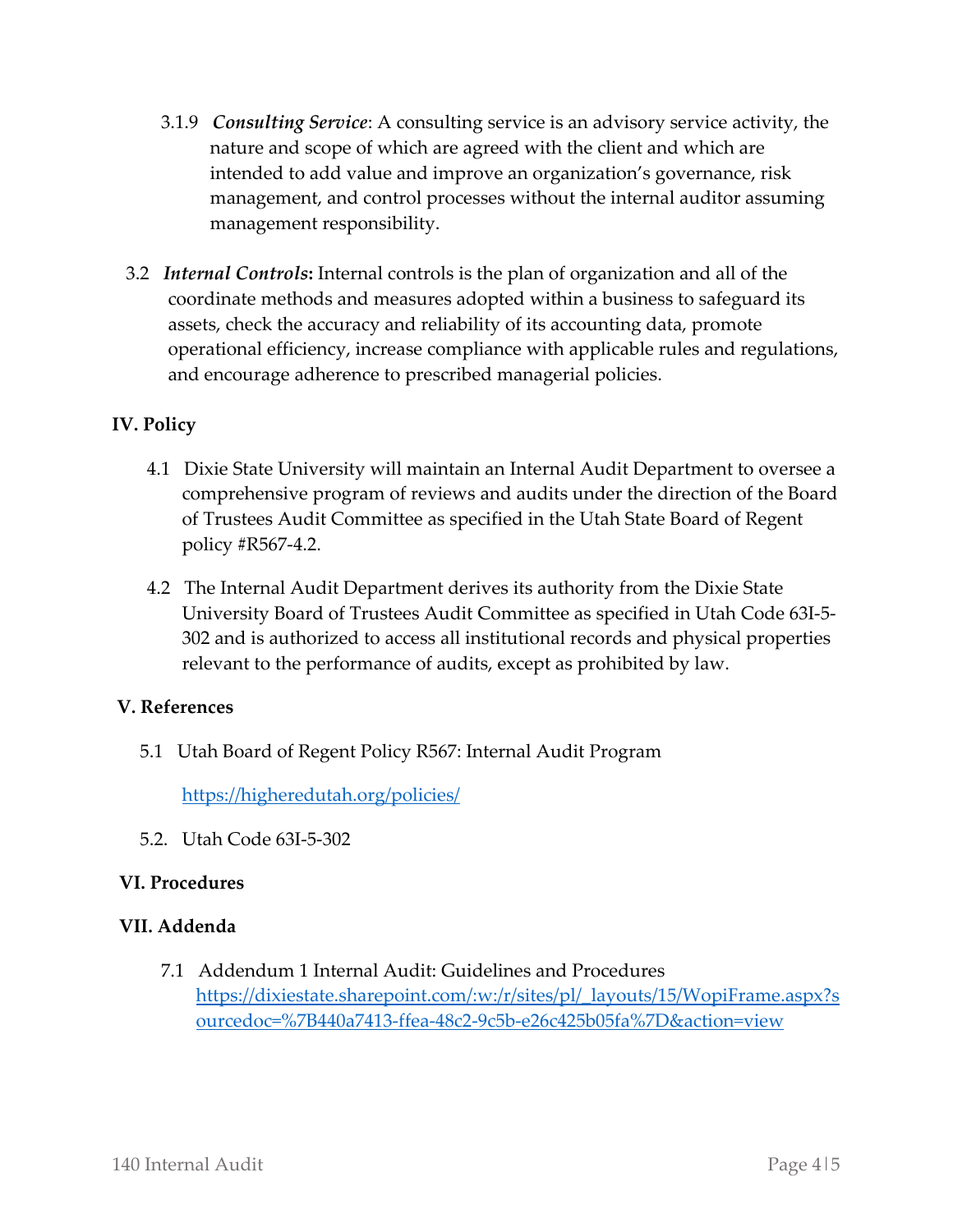3.1.9 ***Consulting Service***: A consulting service is an advisory service activity, the nature and scope of which are agreed with the client and which are intended to add value and improve an organization's governance, risk management, and control processes without the internal auditor assuming management responsibility.

3.2 ***Internal Controls*****:** Internal controls is the plan of organization and all of the coordinate methods and measures adopted within a business to safeguard its assets, check the accuracy and reliability of its accounting data, promote operational efficiency, increase compliance with applicable rules and regulations, and encourage adherence to prescribed managerial policies.

## IV. Policy

4.1 Dixie State University will maintain an Internal Audit Department to oversee a comprehensive program of reviews and audits under the direction of the Board of Trustees Audit Committee as specified in the Utah State Board of Regent policy #R567-4.2.

4.2 The Internal Audit Department derives its authority from the Dixie State University Board of Trustees Audit Committee as specified in Utah Code 63I-5-302 and is authorized to access all institutional records and physical properties relevant to the performance of audits, except as prohibited by law.

## V. References

5.1 Utah Board of Regent Policy R567: Internal Audit Program

[https://higheredutah.org/policies/](https://higheredutah.org/policies/)

5.2. Utah Code 63I-5-302

## VI. Procedures

## VII. Addenda

7.1 Addendum 1 Internal Audit: Guidelines and Procedures [https://dixiestate.sharepoint.com/:w:/r/sites/pl/_layouts/15/WopiFrame.aspx?sourcedoc=%7B440a7413-ffea-48c2-9c5b-e26c425b05fa%7D&action=view](https://dixiestate.sharepoint.com/:w:/r/sites/pl/_layouts/15/WopiFrame.aspx?sourcedoc=%7B440a7413-ffea-48c2-9c5b-e26c425b05fa%7D&action=view)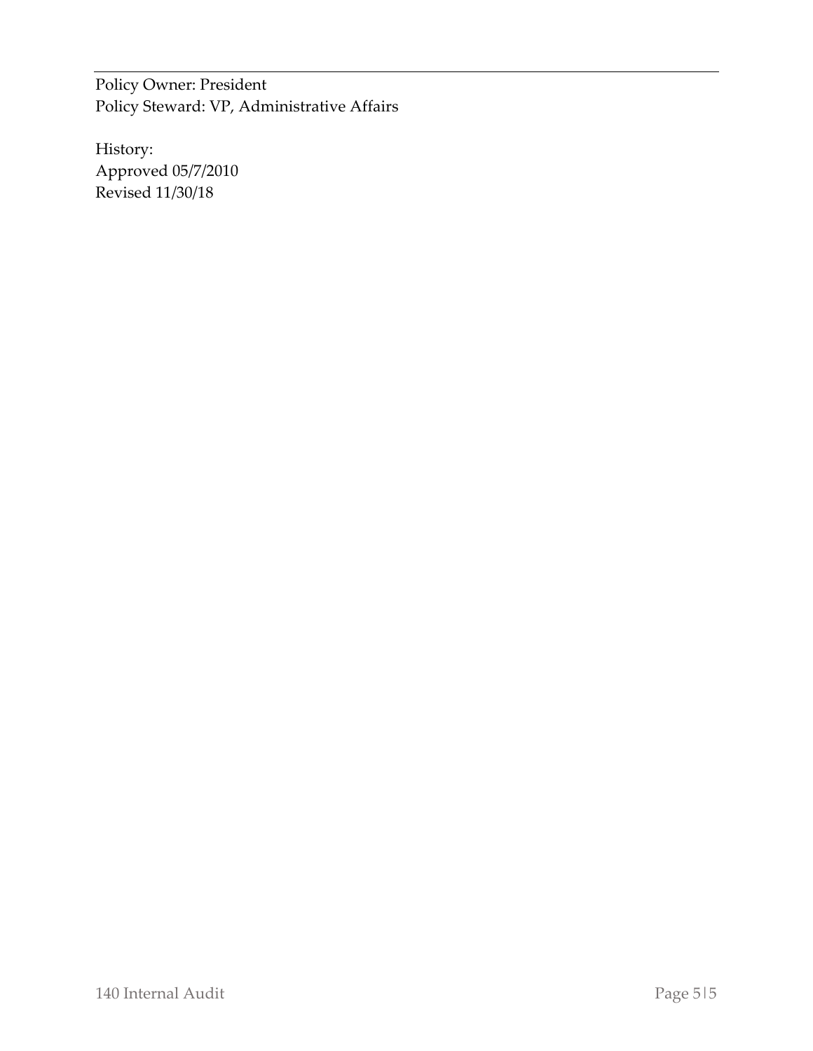Policy Owner: President
Policy Steward: VP, Administrative Affairs

History:
Approved 05/7/2010
Revised 11/30/18